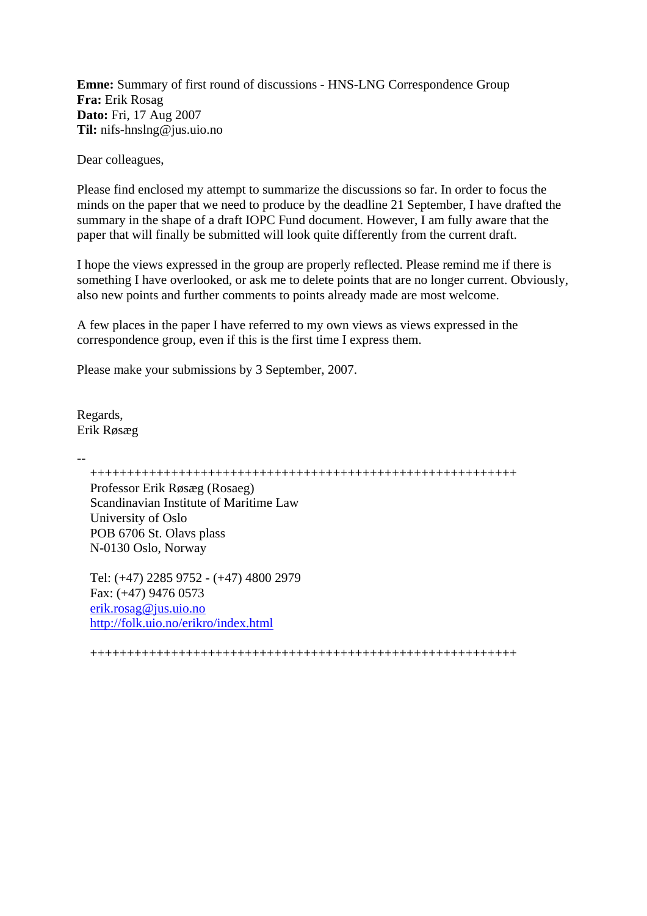**Emne:** Summary of first round of discussions - HNS-LNG Correspondence Group
**Fra:** Erik Rosag
**Dato:** Fri, 17 Aug 2007
**Til:** nifs-hnslng@jus.uio.no

Dear colleagues,

Please find enclosed my attempt to summarize the discussions so far. In order to focus the minds on the paper that we need to produce by the deadline 21 September, I have drafted the summary in the shape of a draft IOPC Fund document. However, I am fully aware that the paper that will finally be submitted will look quite differently from the current draft.

I hope the views expressed in the group are properly reflected. Please remind me if there is something I have overlooked, or ask me to delete points that are no longer current. Obviously, also new points and further comments to points already made are most welcome.

A few places in the paper I have referred to my own views as views expressed in the correspondence group, even if this is the first time I express them.

Please make your submissions by 3 September, 2007.

Regards,
Erik Røsæg

--

++++++++++++++++++++++++++++++++++++++++++++++++++++++++++

Professor Erik Røsæg (Rosaeg)
Scandinavian Institute of Maritime Law
University of Oslo
POB 6706 St. Olavs plass
N-0130 Oslo, Norway

Tel: (+47) 2285 9752 - (+47) 4800 2979
Fax: (+47) 9476 0573
erik.rosag@jus.uio.no
http://folk.uio.no/erikro/index.html

++++++++++++++++++++++++++++++++++++++++++++++++++++++++++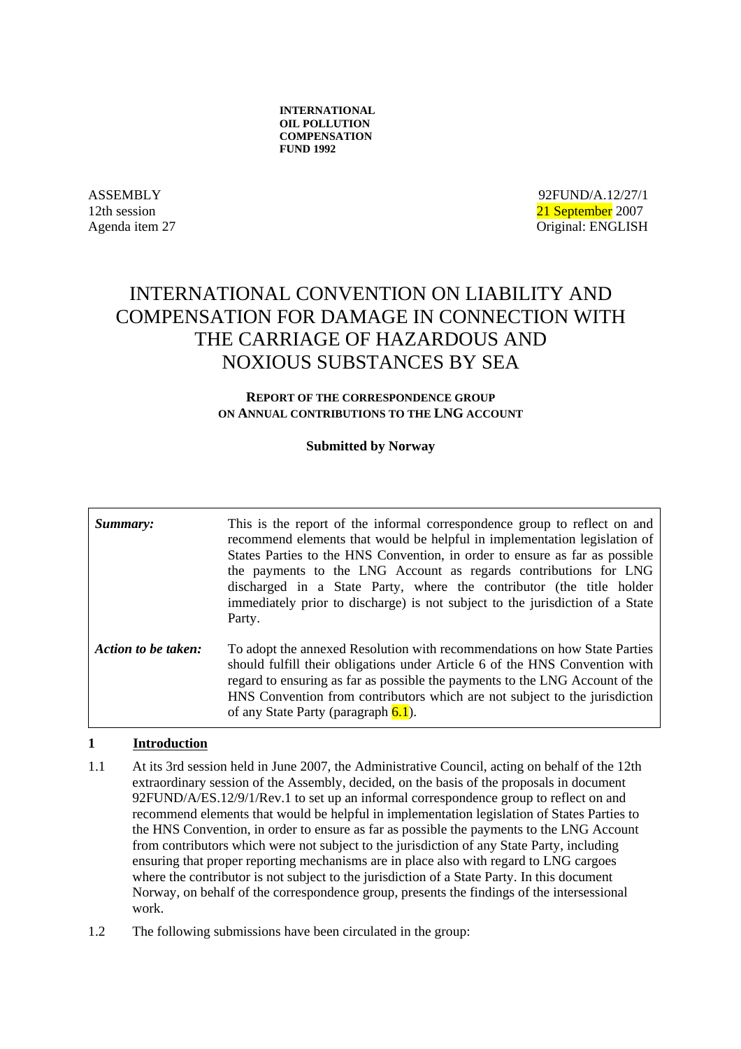**INTERNATIONAL OIL POLLUTION COMPENSATION FUND 1992**

ASSEMBLY
12th session
Agenda item 27

92FUND/A.12/27/1
21 September 2007
Original: ENGLISH

# INTERNATIONAL CONVENTION ON LIABILITY AND COMPENSATION FOR DAMAGE IN CONNECTION WITH THE CARRIAGE OF HAZARDOUS AND NOXIOUS SUBSTANCES BY SEA

**REPORT OF THE CORRESPONDENCE GROUP ON ANNUAL CONTRIBUTIONS TO THE LNG ACCOUNT**

**Submitted by Norway**

| | |
|---|---|
| ***Summary:*** | This is the report of the informal correspondence group to reflect on and recommend elements that would be helpful in implementation legislation of States Parties to the HNS Convention, in order to ensure as far as possible the payments to the LNG Account as regards contributions for LNG discharged in a State Party, where the contributor (the title holder immediately prior to discharge) is not subject to the jurisdiction of a State Party. |
| ***Action to be taken:*** | To adopt the annexed Resolution with recommendations on how State Parties should fulfill their obligations under Article 6 of the HNS Convention with regard to ensuring as far as possible the payments to the LNG Account of the HNS Convention from contributors which are not subject to the jurisdiction of any State Party (paragraph 6.1). |

## 1 Introduction

1.1 At its 3rd session held in June 2007, the Administrative Council, acting on behalf of the 12th extraordinary session of the Assembly, decided, on the basis of the proposals in document 92FUND/A/ES.12/9/1/Rev.1 to set up an informal correspondence group to reflect on and recommend elements that would be helpful in implementation legislation of States Parties to the HNS Convention, in order to ensure as far as possible the payments to the LNG Account from contributors which were not subject to the jurisdiction of any State Party, including ensuring that proper reporting mechanisms are in place also with regard to LNG cargoes where the contributor is not subject to the jurisdiction of a State Party. In this document Norway, on behalf of the correspondence group, presents the findings of the intersessional work.

1.2 The following submissions have been circulated in the group: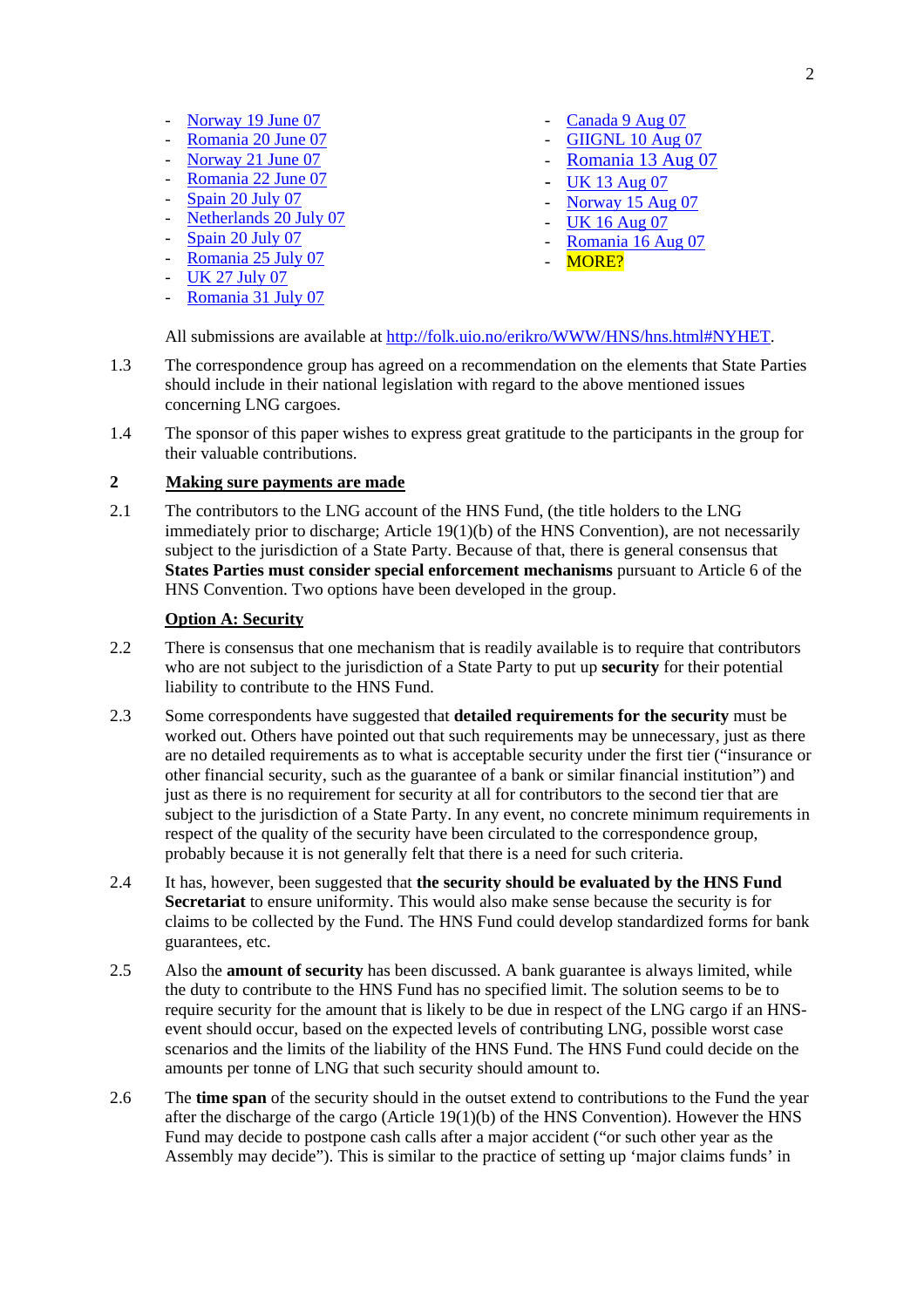- Norway 19 June 07
- Romania 20 June 07
- Norway 21 June 07
- Romania 22 June 07
- Spain 20 July 07
- Netherlands 20 July 07
- Spain 20 July 07
- Romania 25 July 07
- UK 27 July 07
- Romania 31 July 07
- Canada 9 Aug 07
- GIIGNL 10 Aug 07
- Romania 13 Aug 07
- UK 13 Aug 07
- Norway 15 Aug 07
- UK 16 Aug 07
- Romania 16 Aug 07
- MORE?

All submissions are available at http://folk.uio.no/erikro/WWW/HNS/hns.html#NYHET.

1.3 The correspondence group has agreed on a recommendation on the elements that State Parties should include in their national legislation with regard to the above mentioned issues concerning LNG cargoes.

1.4 The sponsor of this paper wishes to express great gratitude to the participants in the group for their valuable contributions.

## 2 Making sure payments are made

2.1 The contributors to the LNG account of the HNS Fund, (the title holders to the LNG immediately prior to discharge; Article 19(1)(b) of the HNS Convention), are not necessarily subject to the jurisdiction of a State Party. Because of that, there is general consensus that **States Parties must consider special enforcement mechanisms** pursuant to Article 6 of the HNS Convention. Two options have been developed in the group.

### Option A: Security

2.2 There is consensus that one mechanism that is readily available is to require that contributors who are not subject to the jurisdiction of a State Party to put up **security** for their potential liability to contribute to the HNS Fund.

2.3 Some correspondents have suggested that **detailed requirements for the security** must be worked out. Others have pointed out that such requirements may be unnecessary, just as there are no detailed requirements as to what is acceptable security under the first tier ("insurance or other financial security, such as the guarantee of a bank or similar financial institution") and just as there is no requirement for security at all for contributors to the second tier that are subject to the jurisdiction of a State Party. In any event, no concrete minimum requirements in respect of the quality of the security have been circulated to the correspondence group, probably because it is not generally felt that there is a need for such criteria.

2.4 It has, however, been suggested that **the security should be evaluated by the HNS Fund Secretariat** to ensure uniformity. This would also make sense because the security is for claims to be collected by the Fund. The HNS Fund could develop standardized forms for bank guarantees, etc.

2.5 Also the **amount of security** has been discussed. A bank guarantee is always limited, while the duty to contribute to the HNS Fund has no specified limit. The solution seems to be to require security for the amount that is likely to be due in respect of the LNG cargo if an HNS-event should occur, based on the expected levels of contributing LNG, possible worst case scenarios and the limits of the liability of the HNS Fund. The HNS Fund could decide on the amounts per tonne of LNG that such security should amount to.

2.6 The **time span** of the security should in the outset extend to contributions to the Fund the year after the discharge of the cargo (Article 19(1)(b) of the HNS Convention). However the HNS Fund may decide to postpone cash calls after a major accident ("or such other year as the Assembly may decide"). This is similar to the practice of setting up 'major claims funds' in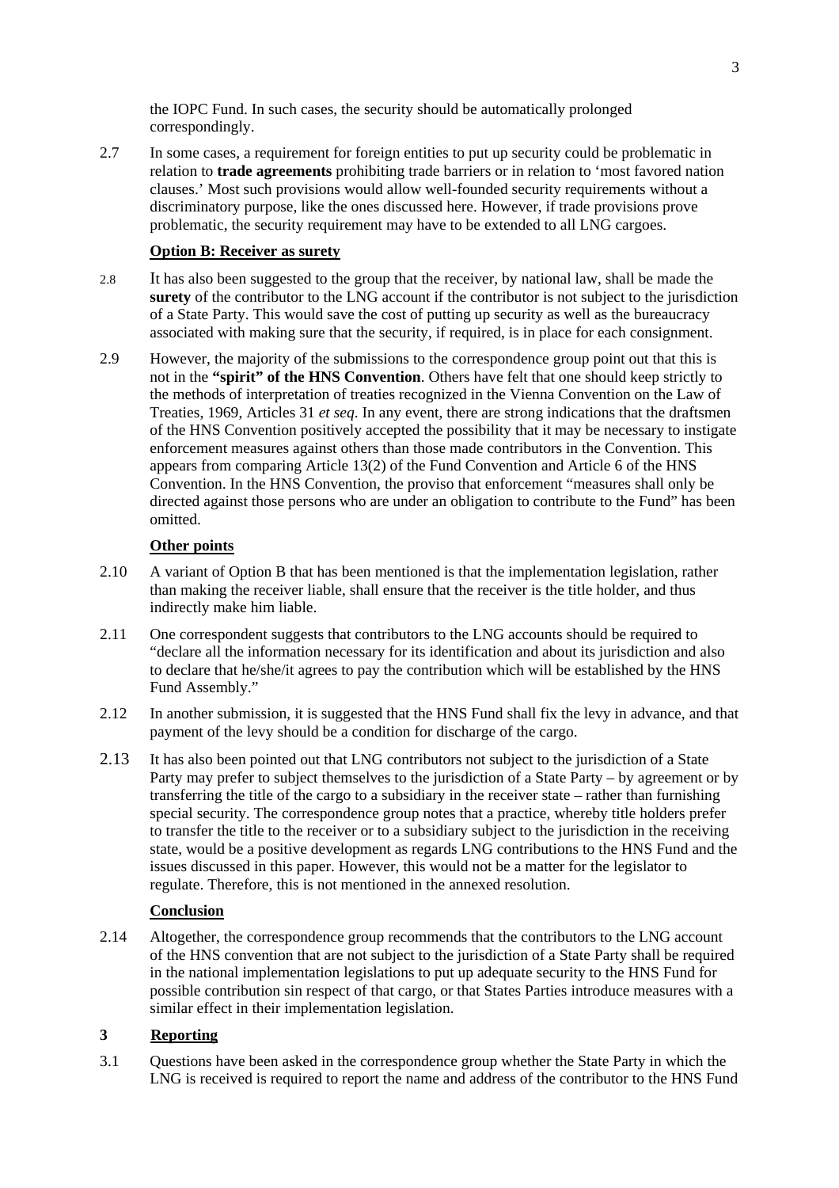the IOPC Fund. In such cases, the security should be automatically prolonged correspondingly.

2.7 In some cases, a requirement for foreign entities to put up security could be problematic in relation to **trade agreements** prohibiting trade barriers or in relation to 'most favored nation clauses.' Most such provisions would allow well-founded security requirements without a discriminatory purpose, like the ones discussed here. However, if trade provisions prove problematic, the security requirement may have to be extended to all LNG cargoes.

**Option B: Receiver as surety**

2.8 It has also been suggested to the group that the receiver, by national law, shall be made the **surety** of the contributor to the LNG account if the contributor is not subject to the jurisdiction of a State Party. This would save the cost of putting up security as well as the bureaucracy associated with making sure that the security, if required, is in place for each consignment.

2.9 However, the majority of the submissions to the correspondence group point out that this is not in the **"spirit" of the HNS Convention**. Others have felt that one should keep strictly to the methods of interpretation of treaties recognized in the Vienna Convention on the Law of Treaties, 1969, Articles 31 *et seq*. In any event, there are strong indications that the draftsmen of the HNS Convention positively accepted the possibility that it may be necessary to instigate enforcement measures against others than those made contributors in the Convention. This appears from comparing Article 13(2) of the Fund Convention and Article 6 of the HNS Convention. In the HNS Convention, the proviso that enforcement "measures shall only be directed against those persons who are under an obligation to contribute to the Fund" has been omitted.

**Other points**

2.10 A variant of Option B that has been mentioned is that the implementation legislation, rather than making the receiver liable, shall ensure that the receiver is the title holder, and thus indirectly make him liable.

2.11 One correspondent suggests that contributors to the LNG accounts should be required to "declare all the information necessary for its identification and about its jurisdiction and also to declare that he/she/it agrees to pay the contribution which will be established by the HNS Fund Assembly."

2.12 In another submission, it is suggested that the HNS Fund shall fix the levy in advance, and that payment of the levy should be a condition for discharge of the cargo.

2.13 It has also been pointed out that LNG contributors not subject to the jurisdiction of a State Party may prefer to subject themselves to the jurisdiction of a State Party – by agreement or by transferring the title of the cargo to a subsidiary in the receiver state – rather than furnishing special security. The correspondence group notes that a practice, whereby title holders prefer to transfer the title to the receiver or to a subsidiary subject to the jurisdiction in the receiving state, would be a positive development as regards LNG contributions to the HNS Fund and the issues discussed in this paper. However, this would not be a matter for the legislator to regulate. Therefore, this is not mentioned in the annexed resolution.

**Conclusion**

2.14 Altogether, the correspondence group recommends that the contributors to the LNG account of the HNS convention that are not subject to the jurisdiction of a State Party shall be required in the national implementation legislations to put up adequate security to the HNS Fund for possible contribution sin respect of that cargo, or that States Parties introduce measures with a similar effect in their implementation legislation.

## 3 Reporting

3.1 Questions have been asked in the correspondence group whether the State Party in which the LNG is received is required to report the name and address of the contributor to the HNS Fund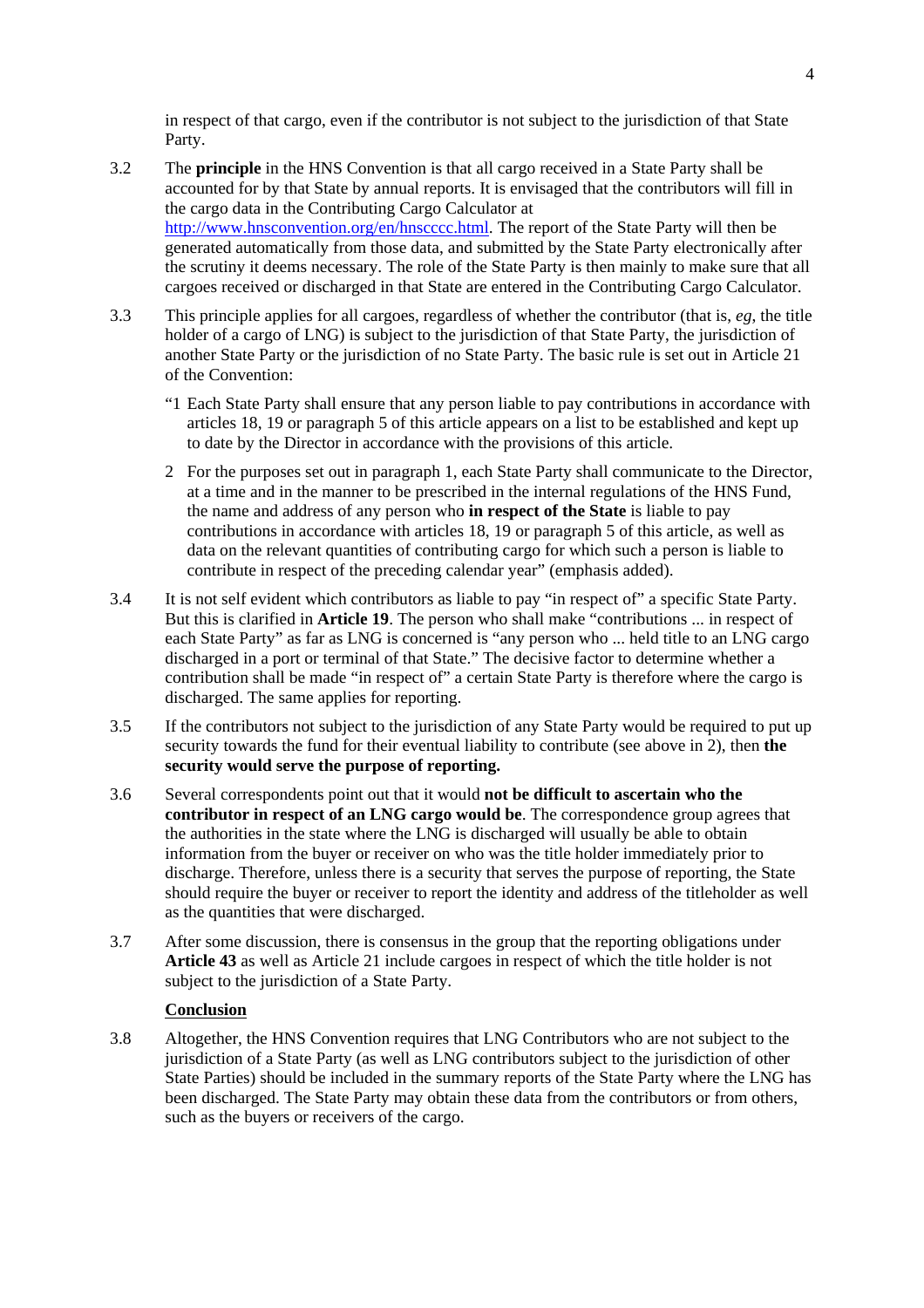in respect of that cargo, even if the contributor is not subject to the jurisdiction of that State Party.

3.2 The **principle** in the HNS Convention is that all cargo received in a State Party shall be accounted for by that State by annual reports. It is envisaged that the contributors will fill in the cargo data in the Contributing Cargo Calculator at http://www.hnsconvention.org/en/hnscccc.html. The report of the State Party will then be generated automatically from those data, and submitted by the State Party electronically after the scrutiny it deems necessary. The role of the State Party is then mainly to make sure that all cargoes received or discharged in that State are entered in the Contributing Cargo Calculator.

3.3 This principle applies for all cargoes, regardless of whether the contributor (that is, *eg*, the title holder of a cargo of LNG) is subject to the jurisdiction of that State Party, the jurisdiction of another State Party or the jurisdiction of no State Party. The basic rule is set out in Article 21 of the Convention:

> "1 Each State Party shall ensure that any person liable to pay contributions in accordance with articles 18, 19 or paragraph 5 of this article appears on a list to be established and kept up to date by the Director in accordance with the provisions of this article.
>
> 2 For the purposes set out in paragraph 1, each State Party shall communicate to the Director, at a time and in the manner to be prescribed in the internal regulations of the HNS Fund, the name and address of any person who **in respect of the State** is liable to pay contributions in accordance with articles 18, 19 or paragraph 5 of this article, as well as data on the relevant quantities of contributing cargo for which such a person is liable to contribute in respect of the preceding calendar year" (emphasis added).

3.4 It is not self evident which contributors as liable to pay "in respect of" a specific State Party. But this is clarified in **Article 19**. The person who shall make "contributions ... in respect of each State Party" as far as LNG is concerned is "any person who ... held title to an LNG cargo discharged in a port or terminal of that State." The decisive factor to determine whether a contribution shall be made "in respect of" a certain State Party is therefore where the cargo is discharged. The same applies for reporting.

3.5 If the contributors not subject to the jurisdiction of any State Party would be required to put up security towards the fund for their eventual liability to contribute (see above in 2), then **the security would serve the purpose of reporting.**

3.6 Several correspondents point out that it would **not be difficult to ascertain who the contributor in respect of an LNG cargo would be**. The correspondence group agrees that the authorities in the state where the LNG is discharged will usually be able to obtain information from the buyer or receiver on who was the title holder immediately prior to discharge. Therefore, unless there is a security that serves the purpose of reporting, the State should require the buyer or receiver to report the identity and address of the titleholder as well as the quantities that were discharged.

3.7 After some discussion, there is consensus in the group that the reporting obligations under **Article 43** as well as Article 21 include cargoes in respect of which the title holder is not subject to the jurisdiction of a State Party.

**Conclusion**

3.8 Altogether, the HNS Convention requires that LNG Contributors who are not subject to the jurisdiction of a State Party (as well as LNG contributors subject to the jurisdiction of other State Parties) should be included in the summary reports of the State Party where the LNG has been discharged. The State Party may obtain these data from the contributors or from others, such as the buyers or receivers of the cargo.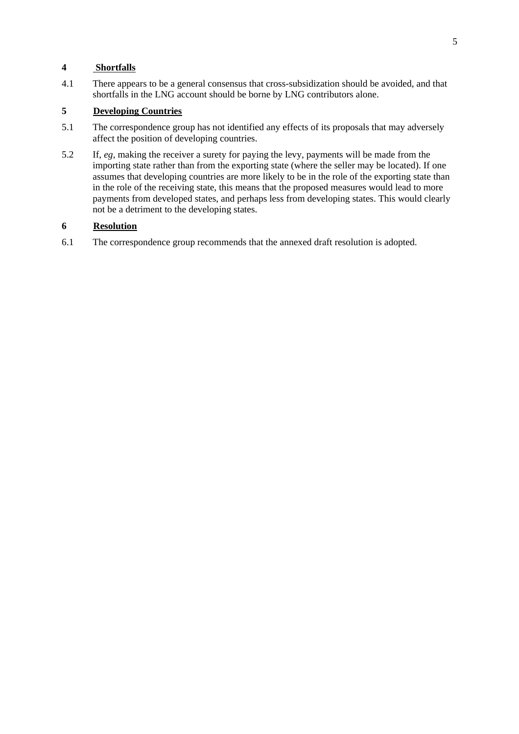## 4 Shortfalls

4.1 There appears to be a general consensus that cross-subsidization should be avoided, and that shortfalls in the LNG account should be borne by LNG contributors alone.

## 5 Developing Countries

5.1 The correspondence group has not identified any effects of its proposals that may adversely affect the position of developing countries.

5.2 If, *eg*, making the receiver a surety for paying the levy, payments will be made from the importing state rather than from the exporting state (where the seller may be located). If one assumes that developing countries are more likely to be in the role of the exporting state than in the role of the receiving state, this means that the proposed measures would lead to more payments from developed states, and perhaps less from developing states. This would clearly not be a detriment to the developing states.

## 6 Resolution

6.1 The correspondence group recommends that the annexed draft resolution is adopted.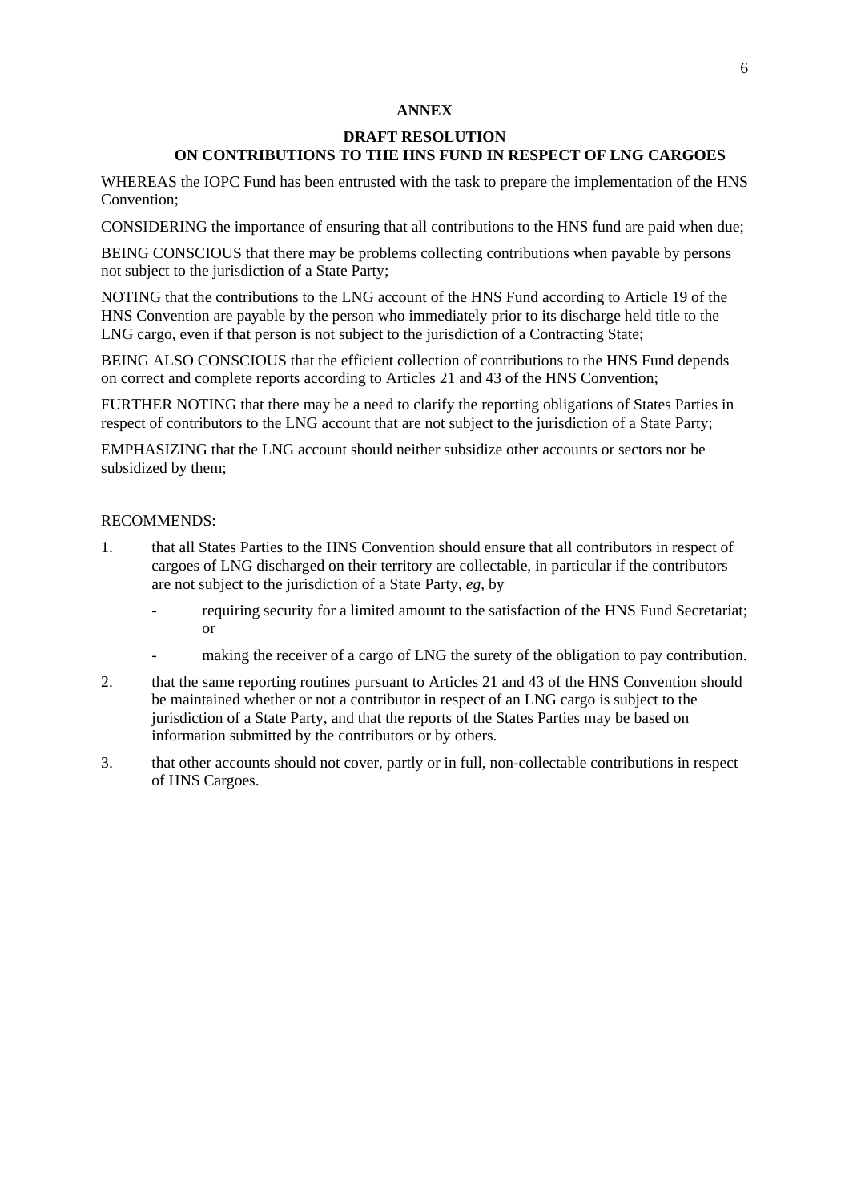## ANNEX

### DRAFT RESOLUTION
### ON CONTRIBUTIONS TO THE HNS FUND IN RESPECT OF LNG CARGOES

WHEREAS the IOPC Fund has been entrusted with the task to prepare the implementation of the HNS Convention;

CONSIDERING the importance of ensuring that all contributions to the HNS fund are paid when due;

BEING CONSCIOUS that there may be problems collecting contributions when payable by persons not subject to the jurisdiction of a State Party;

NOTING that the contributions to the LNG account of the HNS Fund according to Article 19 of the HNS Convention are payable by the person who immediately prior to its discharge held title to the LNG cargo, even if that person is not subject to the jurisdiction of a Contracting State;

BEING ALSO CONSCIOUS that the efficient collection of contributions to the HNS Fund depends on correct and complete reports according to Articles 21 and 43 of the HNS Convention;

FURTHER NOTING that there may be a need to clarify the reporting obligations of States Parties in respect of contributors to the LNG account that are not subject to the jurisdiction of a State Party;

EMPHASIZING that the LNG account should neither subsidize other accounts or sectors nor be subsidized by them;

RECOMMENDS:

1. that all States Parties to the HNS Convention should ensure that all contributors in respect of cargoes of LNG discharged on their territory are collectable, in particular if the contributors are not subject to the jurisdiction of a State Party, *eg*, by

   - requiring security for a limited amount to the satisfaction of the HNS Fund Secretariat; or

   - making the receiver of a cargo of LNG the surety of the obligation to pay contribution.

2. that the same reporting routines pursuant to Articles 21 and 43 of the HNS Convention should be maintained whether or not a contributor in respect of an LNG cargo is subject to the jurisdiction of a State Party, and that the reports of the States Parties may be based on information submitted by the contributors or by others.

3. that other accounts should not cover, partly or in full, non-collectable contributions in respect of HNS Cargoes.